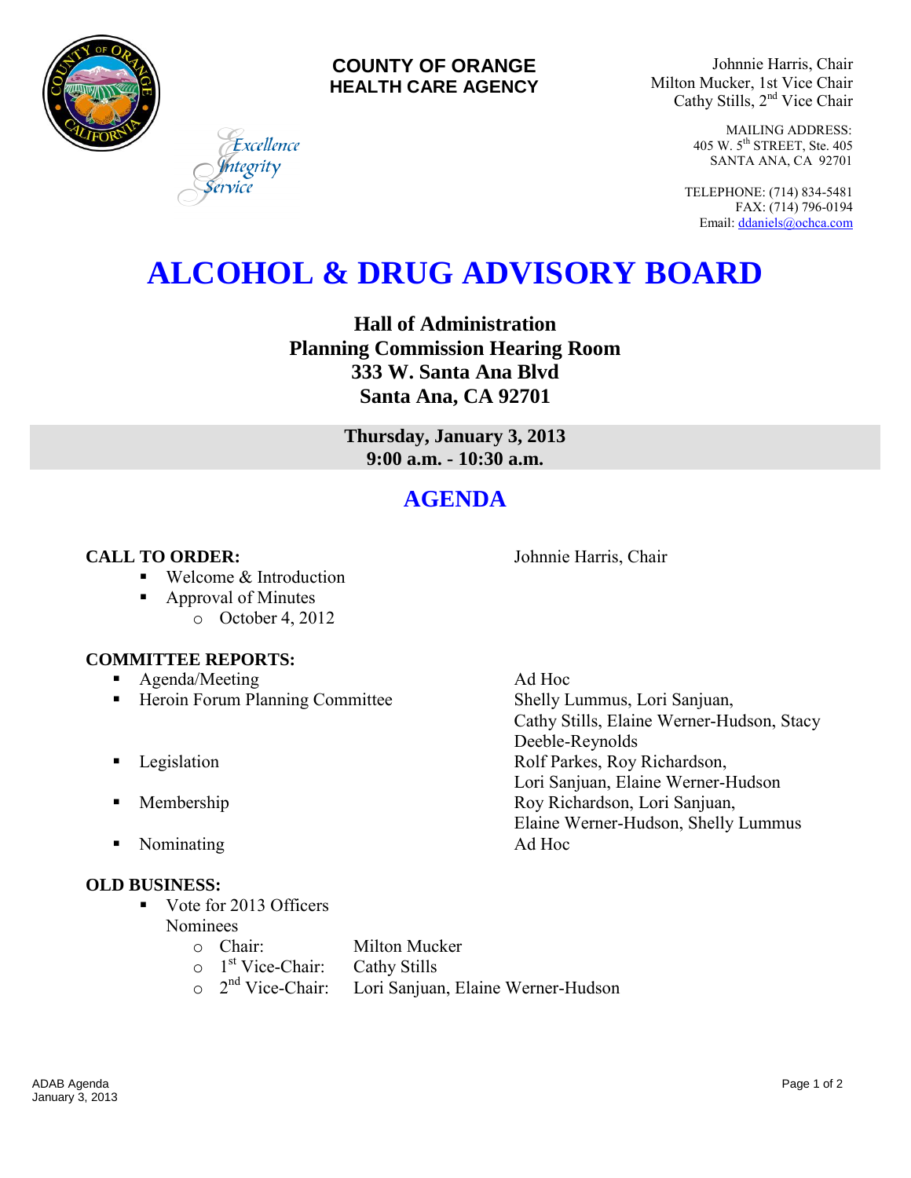**COUNTY OF ORANGE**
**HEALTH CARE AGENCY**

*Excellence*
*Integrity*
*Service*

Johnnie Harris, Chair
Milton Mucker, 1st Vice Chair
Cathy Stills, 2nd Vice Chair

MAILING ADDRESS:
405 W. 5th STREET, Ste. 405
SANTA ANA, CA 92701

TELEPHONE: (714) 834-5481
FAX: (714) 796-0194
Email: ddaniels@ochca.com

# ALCOHOL & DRUG ADVISORY BOARD

**Hall of Administration**
**Planning Commission Hearing Room**
**333 W. Santa Ana Blvd**
**Santa Ana, CA 92701**

**Thursday, January 3, 2013**
**9:00 a.m. - 10:30 a.m.**

## AGENDA

**CALL TO ORDER:** Johnnie Harris, Chair

- Welcome & Introduction
- Approval of Minutes
  - October 4, 2012

**COMMITTEE REPORTS:**

- Agenda/Meeting — Ad Hoc
- Heroin Forum Planning Committee — Shelly Lummus, Lori Sanjuan, Cathy Stills, Elaine Werner-Hudson, Stacy Deeble-Reynolds
- Legislation — Rolf Parkes, Roy Richardson, Lori Sanjuan, Elaine Werner-Hudson
- Membership — Roy Richardson, Lori Sanjuan, Elaine Werner-Hudson, Shelly Lummus
- Nominating — Ad Hoc

**OLD BUSINESS:**

- Vote for 2013 Officers
  Nominees
  - Chair: Milton Mucker
  - 1st Vice-Chair: Cathy Stills
  - 2nd Vice-Chair: Lori Sanjuan, Elaine Werner-Hudson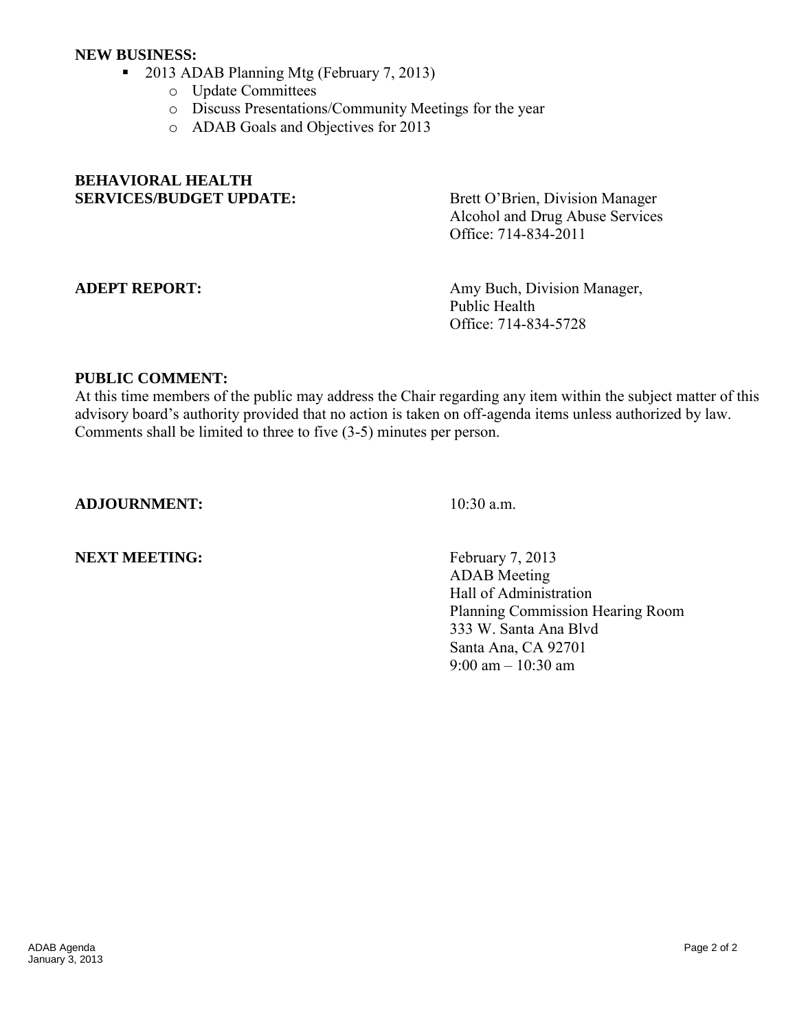**NEW BUSINESS:**

- 2013 ADAB Planning Mtg (February 7, 2013)
  - Update Committees
  - Discuss Presentations/Community Meetings for the year
  - ADAB Goals and Objectives for 2013

**BEHAVIORAL HEALTH SERVICES/BUDGET UPDATE:**

Brett O'Brien, Division Manager
Alcohol and Drug Abuse Services
Office: 714-834-2011

**ADEPT REPORT:**

Amy Buch, Division Manager,
Public Health
Office: 714-834-5728

**PUBLIC COMMENT:**

At this time members of the public may address the Chair regarding any item within the subject matter of this advisory board's authority provided that no action is taken on off-agenda items unless authorized by law. Comments shall be limited to three to five (3-5) minutes per person.

**ADJOURNMENT:** 10:30 a.m.

**NEXT MEETING:**

February 7, 2013
ADAB Meeting
Hall of Administration
Planning Commission Hearing Room
333 W. Santa Ana Blvd
Santa Ana, CA 92701
9:00 am – 10:30 am